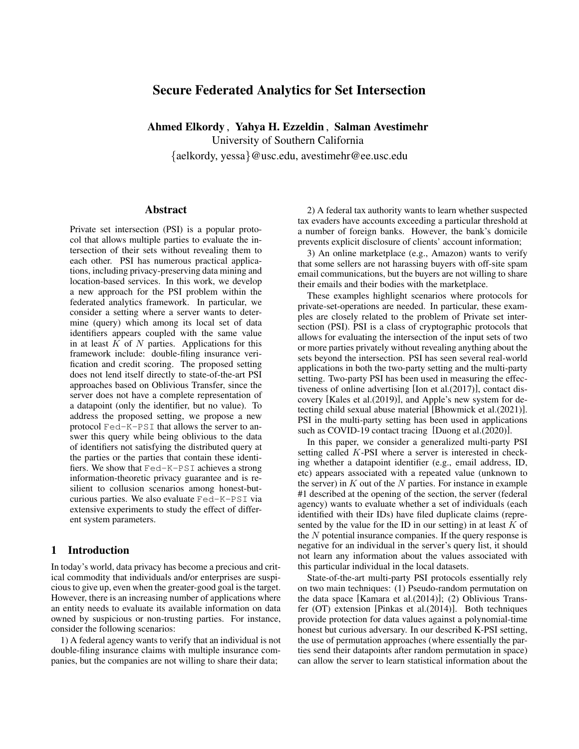# Secure Federated Analytics for Set Intersection

**Ahmed Elkordy , Yahya H. Ezzeldin , Salman Avestimehr**
University of Southern California
{aelkordy, yessa}@usc.edu, avestimehr@ee.usc.edu

## Abstract

Private set intersection (PSI) is a popular protocol that allows multiple parties to evaluate the intersection of their sets without revealing them to each other. PSI has numerous practical applications, including privacy-preserving data mining and location-based services. In this work, we develop a new approach for the PSI problem within the federated analytics framework. In particular, we consider a setting where a server wants to determine (query) which among its local set of data identifiers appears coupled with the same value in at least $K$ of $N$ parties. Applications for this framework include: double-filing insurance verification and credit scoring. The proposed setting does not lend itself directly to state-of-the-art PSI approaches based on Oblivious Transfer, since the server does not have a complete representation of a datapoint (only the identifier, but no value). To address the proposed setting, we propose a new protocol `Fed-K-PSI` that allows the server to answer this query while being oblivious to the data of identifiers not satisfying the distributed query at the parties or the parties that contain these identifiers. We show that `Fed-K-PSI` achieves a strong information-theoretic privacy guarantee and is resilient to collusion scenarios among honest-but-curious parties. We also evaluate `Fed-K-PSI` via extensive experiments to study the effect of different system parameters.

## 1 Introduction

In today's world, data privacy has become a precious and critical commodity that individuals and/or enterprises are suspicious to give up, even when the greater-good goal is the target. However, there is an increasing number of applications where an entity needs to evaluate its available information on data owned by suspicious or non-trusting parties. For instance, consider the following scenarios:

1) A federal agency wants to verify that an individual is not double-filing insurance claims with multiple insurance companies, but the companies are not willing to share their data;

2) A federal tax authority wants to learn whether suspected tax evaders have accounts exceeding a particular threshold at a number of foreign banks. However, the bank's domicile prevents explicit disclosure of clients' account information;

3) An online marketplace (e.g., Amazon) wants to verify that some sellers are not harassing buyers with off-site spam email communications, but the buyers are not willing to share their emails and their bodies with the marketplace.

These examples highlight scenarios where protocols for private-set-operations are needed. In particular, these examples are closely related to the problem of Private set intersection (PSI). PSI is a class of cryptographic protocols that allows for evaluating the intersection of the input sets of two or more parties privately without revealing anything about the sets beyond the intersection. PSI has seen several real-world applications in both the two-party setting and the multi-party setting. Two-party PSI has been used in measuring the effectiveness of online advertising [Ion et al.(2017)], contact discovery [Kales et al.(2019)], and Apple's new system for detecting child sexual abuse material [Bhowmick et al.(2021)]. PSI in the multi-party setting has been used in applications such as COVID-19 contact tracing [Duong et al.(2020)].

In this paper, we consider a generalized multi-party PSI setting called $K$-PSI where a server is interested in checking whether a datapoint identifier (e.g., email address, ID, etc) appears associated with a repeated value (unknown to the server) in $K$ out of the $N$ parties. For instance in example #1 described at the opening of the section, the server (federal agency) wants to evaluate whether a set of individuals (each identified with their IDs) have filed duplicate claims (represented by the value for the ID in our setting) in at least $K$ of the $N$ potential insurance companies. If the query response is negative for an individual in the server's query list, it should not learn any information about the values associated with this particular individual in the local datasets.

State-of-the-art multi-party PSI protocols essentially rely on two main techniques: (1) Pseudo-random permutation on the data space [Kamara et al.(2014)]; (2) Oblivious Transfer (OT) extension [Pinkas et al.(2014)]. Both techniques provide protection for data values against a polynomial-time honest but curious adversary. In our described K-PSI setting, the use of permutation approaches (where essentially the parties send their datapoints after random permutation in space) can allow the server to learn statistical information about the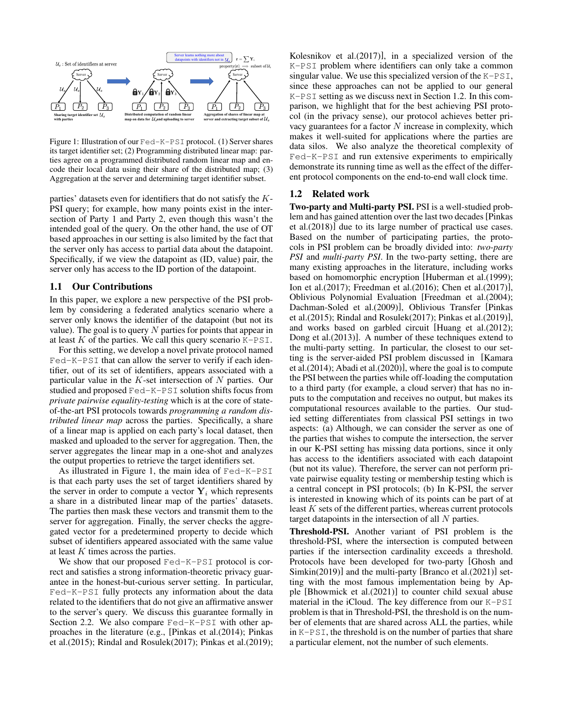Figure 1: Illustration of our Fed-K-PSI protocol. (1) Server shares its target identifier set; (2) Programming distributed linear map: parties agree on a programmed distributed random linear map and encode their local data using their share of the distributed map; (3) Aggregation at the server and determining target identifier subset.

parties' datasets even for identifiers that do not satisfy the $K$-PSI query; for example, how many points exist in the intersection of Party 1 and Party 2, even though this wasn't the intended goal of the query. On the other hand, the use of OT based approaches in our setting is also limited by the fact that the server only has access to partial data about the datapoint. Specifically, if we view the datapoint as (ID, value) pair, the server only has access to the ID portion of the datapoint.

## 1.1 Our Contributions

In this paper, we explore a new perspective of the PSI problem by considering a federated analytics scenario where a server only knows the identifier of the datapoint (but not its value). The goal is to query $N$ parties for points that appear in at least $K$ of the parties. We call this query scenario K-PSI.

For this setting, we develop a novel private protocol named Fed-K-PSI that can allow the server to verify if each identifier, out of its set of identifiers, appears associated with a particular value in the $K$-set intersection of $N$ parties. Our studied and proposed Fed-K-PSI solution shifts focus from *private pairwise equality-testing* which is at the core of state-of-the-art PSI protocols towards *programming a random distributed linear map* across the parties. Specifically, a share of a linear map is applied on each party's local dataset, then masked and uploaded to the server for aggregation. Then, the server aggregates the linear map in a one-shot and analyzes the output properties to retrieve the target identifiers set.

As illustrated in Figure 1, the main idea of Fed-K-PSI is that each party uses the set of target identifiers shared by the server in order to compute a vector $\mathbf{Y}_i$ which represents a share in a distributed linear map of the parties' datasets. The parties then mask these vectors and transmit them to the server for aggregation. Finally, the server checks the aggregated vector for a predetermined property to decide which subset of identifiers appeared associated with the same value at least $K$ times across the parties.

We show that our proposed Fed-K-PSI protocol is correct and satisfies a strong information-theoretic privacy guarantee in the honest-but-curious server setting. In particular, Fed-K-PSI fully protects any information about the data related to the identifiers that do not give an affirmative answer to the server's query. We discuss this guarantee formally in Section 2.2. We also compare Fed-K-PSI with other approaches in the literature (e.g., [Pinkas et al.(2014); Pinkas et al.(2015); Rindal and Rosulek(2017); Pinkas et al.(2019); Kolesnikov et al.(2017)], in a specialized version of the K-PSI problem where identifiers can only take a common singular value. We use this specialized version of the K-PSI, since these approaches can not be applied to our general K-PSI setting as we discuss next in Section 1.2. In this comparison, we highlight that for the best achieving PSI protocol (in the privacy sense), our protocol achieves better privacy guarantees for a factor $N$ increase in complexity, which makes it well-suited for applications where the parties are data silos. We also analyze the theoretical complexity of Fed-K-PSI and run extensive experiments to empirically demonstrate its running time as well as the effect of the different protocol components on the end-to-end wall clock time.

## 1.2 Related work

**Two-party and Multi-party PSI.** PSI is a well-studied problem and has gained attention over the last two decades [Pinkas et al.(2018)] due to its large number of practical use cases. Based on the number of participating parties, the protocols in PSI problem can be broadly divided into: *two-party PSI* and *multi-party PSI*. In the two-party setting, there are many existing approaches in the literature, including works based on homomorphic encryption [Huberman et al.(1999); Ion et al.(2017); Freedman et al.(2016); Chen et al.(2017)], Oblivious Polynomial Evaluation [Freedman et al.(2004); Dachman-Soled et al.(2009)], Oblivious Transfer [Pinkas et al.(2015); Rindal and Rosulek(2017); Pinkas et al.(2019)], and works based on garbled circuit [Huang et al.(2012); Dong et al.(2013)]. A number of these techniques extend to the multi-party setting. In particular, the closest to our setting is the server-aided PSI problem discussed in [Kamara et al.(2014); Abadi et al.(2020)], where the goal is to compute the PSI between the parties while off-loading the computation to a third party (for example, a cloud server) that has no inputs to the computation and receives no output, but makes its computational resources available to the parties. Our studied setting differentiates from classical PSI settings in two aspects: (a) Although, we can consider the server as one of the parties that wishes to compute the intersection, the server in our K-PSI setting has missing data portions, since it only has access to the identifiers associated with each datapoint (but not its value). Therefore, the server can not perform private pairwise equality testing or membership testing which is a central concept in PSI protocols; (b) In K-PSI, the server is interested in knowing which of its points can be part of at least $K$ sets of the different parties, whereas current protocols target datapoints in the intersection of all $N$ parties.

**Threshold-PSI.** Another variant of PSI problem is the threshold-PSI, where the intersection is computed between parties if the intersection cardinality exceeds a threshold. Protocols have been developed for two-party [Ghosh and Simkin(2019)] and the multi-party [Branco et al.(2021)] setting with the most famous implementation being by Apple [Bhowmick et al.(2021)] to counter child sexual abuse material in the iCloud. The key difference from our K-PSI problem is that in Threshold-PSI, the threshold is on the number of elements that are shared across ALL the parties, while in K-PSI, the threshold is on the number of parties that share a particular element, not the number of such elements.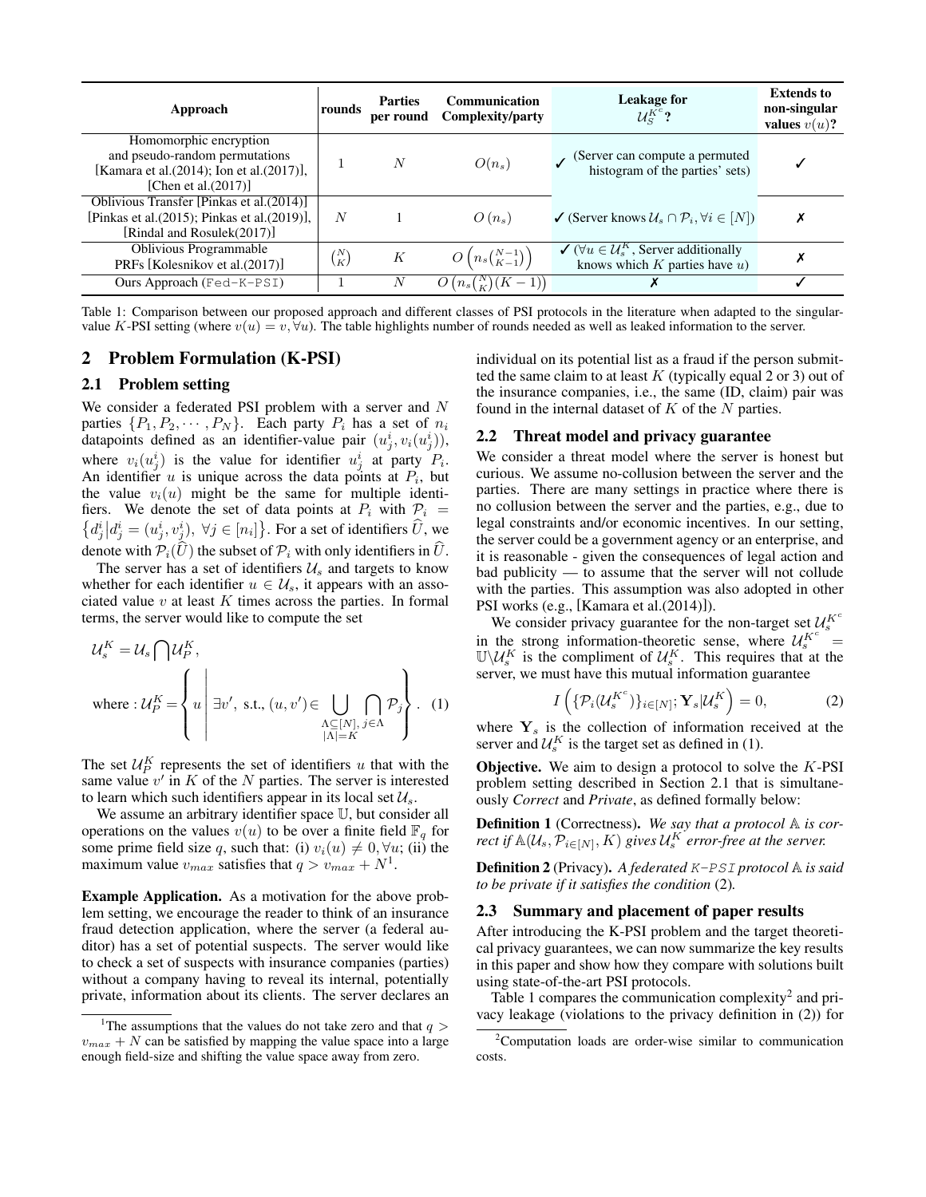| Approach | rounds | Parties per round | Communication Complexity/party | Leakage for $\mathcal{U}_S^{K^c}$? | Extends to non-singular values $v(u)$? |
|---|---|---|---|---|---|
| Homomorphic encryption and pseudo-random permutations [Kamara et al.(2014); Ion et al.(2017)], [Chen et al.(2017)] | 1 | $N$ | $O(n_s)$ | ✓ (Server can compute a permuted histogram of the parties' sets) | ✓ |
| Oblivious Transfer [Pinkas et al.(2014)] [Pinkas et al.(2015); Pinkas et al.(2019)], [Rindal and Rosulek(2017)] | $N$ | 1 | $O(n_s)$ | ✓ (Server knows $\mathcal{U}_s \cap \mathcal{P}_i, \forall i \in [N]$) | ✗ |
| Oblivious Programmable PRFs [Kolesnikov et al.(2017)] | $\binom{N}{K}$ | $K$ | $O\left(n_s\binom{N-1}{K-1}\right)$ | ✓ ($\forall u \in \mathcal{U}_s^K$, Server additionally knows which $K$ parties have $u$) | ✗ |
| Ours Approach (Fed-K-PSI) | 1 | $N$ | $O\left(n_s\binom{N}{K}(K-1)\right)$ | ✗ | ✓ |

Table 1: Comparison between our proposed approach and different classes of PSI protocols in the literature when adapted to the singular-value $K$-PSI setting (where $v(u) = v, \forall u$). The table highlights number of rounds needed as well as leaked information to the server.

## 2 Problem Formulation (K-PSI)

### 2.1 Problem setting

We consider a federated PSI problem with a server and $N$ parties $\{P_1, P_2, \cdots, P_N\}$. Each party $P_i$ has a set of $n_i$ datapoints defined as an identifier-value pair $(u_j^i, v_i(u_j^i))$, where $v_i(u_j^i)$ is the value for identifier $u_j^i$ at party $P_i$. An identifier $u$ is unique across the data points at $P_i$, but the value $v_i(u)$ might be the same for multiple identifiers. We denote the set of data points at $P_i$ with $\mathcal{P}_i = \left\{d_j^i \middle| d_j^i = (u_j^i, v_j^i),\ \forall j \in [n_i]\right\}$. For a set of identifiers $\widehat{U}$, we denote with $\mathcal{P}_i(\widehat{U})$ the subset of $\mathcal{P}_i$ with only identifiers in $\widehat{U}$.

The server has a set of identifiers $\mathcal{U}_s$ and targets to know whether for each identifier $u \in \mathcal{U}_s$, it appears with an associated value $v$ at least $K$ times across the parties. In formal terms, the server would like to compute the set

$$\mathcal{U}_s^K = \mathcal{U}_s \bigcap \mathcal{U}_P^K,$$

$$\text{where} : \mathcal{U}_P^K = \left\{ u \;\middle|\; \exists v',\ \text{s.t.}, (u, v') \in \bigcup_{\substack{\Lambda \subseteq [N],\\ |\Lambda| = K}} \bigcap_{j \in \Lambda} \mathcal{P}_j \right\}. \quad (1)$$

The set $\mathcal{U}_P^K$ represents the set of identifiers $u$ that with the same value $v'$ in $K$ of the $N$ parties. The server is interested to learn which such identifiers appear in its local set $\mathcal{U}_s$.

We assume an arbitrary identifier space $\mathbb{U}$, but consider all operations on the values $v(u)$ to be over a finite field $\mathbb{F}_q$ for some prime field size $q$, such that: (i) $v_i(u) \neq 0, \forall u$; (ii) the maximum value $v_{max}$ satisfies that $q > v_{max} + N$[1].

**Example Application.** As a motivation for the above problem setting, we encourage the reader to think of an insurance fraud detection application, where the server (a federal auditor) has a set of potential suspects. The server would like to check a set of suspects with insurance companies (parties) without a company having to reveal its internal, potentially private, information about its clients. The server declares an individual on its potential list as a fraud if the person submitted the same claim to at least $K$ (typically equal 2 or 3) out of the insurance companies, i.e., the same (ID, claim) pair was found in the internal dataset of $K$ of the $N$ parties.

### 2.2 Threat model and privacy guarantee

We consider a threat model where the server is honest but curious. We assume no-collusion between the server and the parties. There are many settings in practice where there is no collusion between the server and the parties, e.g., due to legal constraints and/or economic incentives. In our setting, the server could be a government agency or an enterprise, and it is reasonable - given the consequences of legal action and bad publicity — to assume that the server will not collude with the parties. This assumption was also adopted in other PSI works (e.g., [Kamara et al.(2014)]).

We consider privacy guarantee for the non-target set $\mathcal{U}_s^{K^c}$ in the strong information-theoretic sense, where $\mathcal{U}_s^{K^c} = \mathbb{U} \backslash \mathcal{U}_s^K$ is the compliment of $\mathcal{U}_s^K$. This requires that at the server, we must have this mutual information guarantee

$$I\left(\{\mathcal{P}_i(\mathcal{U}_s^{K^c})\}_{i \in [N]}; \mathbf{Y}_s | \mathcal{U}_s^K\right) = 0, \quad (2)$$

where $\mathbf{Y}_s$ is the collection of information received at the server and $\mathcal{U}_s^K$ is the target set as defined in (1).

**Objective.** We aim to design a protocol to solve the $K$-PSI problem setting described in Section 2.1 that is simultaneously *Correct* and *Private*, as defined formally below:

**Definition 1** (Correctness). *We say that a protocol $\mathbb{A}$ is correct if $\mathbb{A}(\mathcal{U}_s, \mathcal{P}_{i \in [N]}, K)$ gives $\mathcal{U}_s^K$ error-free at the server.*

**Definition 2** (Privacy). *A federated K-PSI protocol $\mathbb{A}$ is said to be private if it satisfies the condition* (2).

### 2.3 Summary and placement of paper results

After introducing the K-PSI problem and the target theoretical privacy guarantees, we can now summarize the key results in this paper and show how they compare with solutions built using state-of-the-art PSI protocols.

Table 1 compares the communication complexity[2] and privacy leakage (violations to the privacy definition in (2)) for

[1] The assumptions that the values do not take zero and that $q > v_{max} + N$ can be satisfied by mapping the value space into a large enough field-size and shifting the value space away from zero.

[2] Computation loads are order-wise similar to communication costs.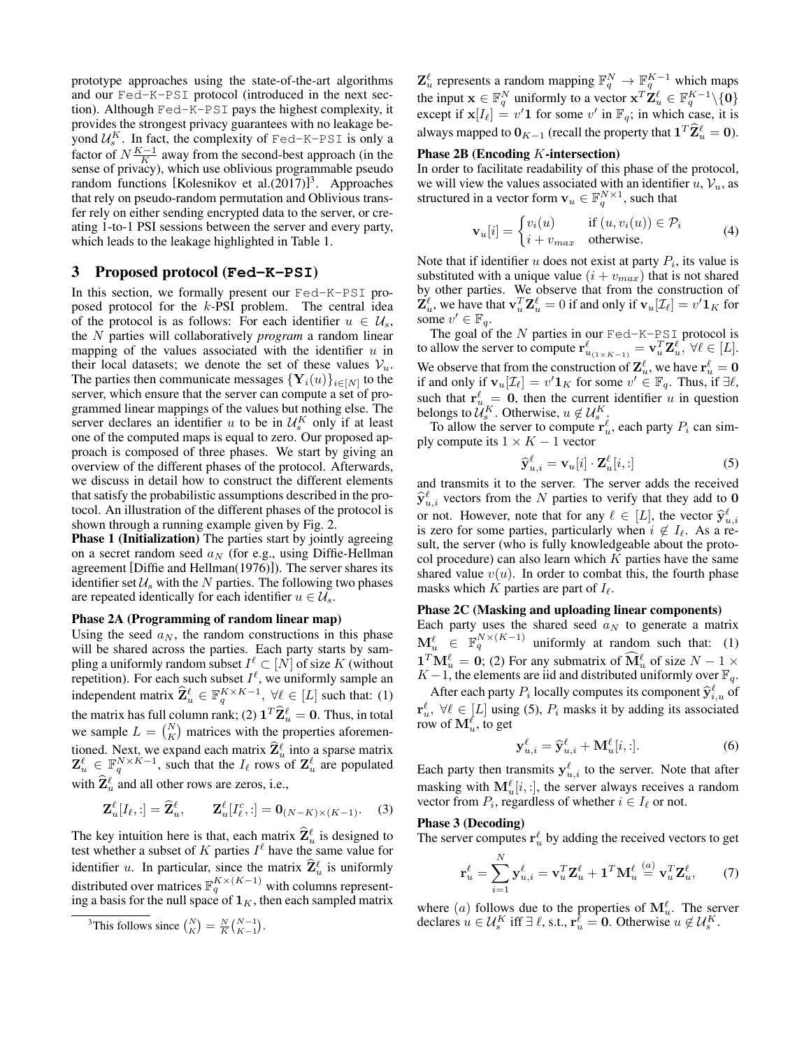prototype approaches using the state-of-the-art algorithms and our Fed-K-PSI protocol (introduced in the next section). Although Fed-K-PSI pays the highest complexity, it provides the strongest privacy guarantees with no leakage beyond $\mathcal{U}_s^K$. In fact, the complexity of Fed-K-PSI is only a factor of $N\frac{K-1}{K}$ away from the second-best approach (in the sense of privacy), which use oblivious programmable pseudo random functions [Kolesnikov et al.(2017)][3]. Approaches that rely on pseudo-random permutation and Oblivious transfer rely on either sending encrypted data to the server, or creating 1-to-1 PSI sessions between the server and every party, which leads to the leakage highlighted in Table 1.

## 3 Proposed protocol (Fed-K-PSI)

In this section, we formally present our Fed-K-PSI proposed protocol for the $k$-PSI problem. The central idea of the protocol is as follows: For each identifier $u \in \mathcal{U}_s$, the $N$ parties will collaboratively *program* a random linear mapping of the values associated with the identifier $u$ in their local datasets; we denote the set of these values $\mathcal{V}_u$. The parties then communicate messages $\{\mathbf{Y}_i(u)\}_{i\in[N]}$ to the server, which ensure that the server can compute a set of programmed linear mappings of the values but nothing else. The server declares an identifier $u$ to be in $\mathcal{U}_s^K$ only if at least one of the computed maps is equal to zero. Our proposed approach is composed of three phases. We start by giving an overview of the different phases of the protocol. Afterwards, we discuss in detail how to construct the different elements that satisfy the probabilistic assumptions described in the protocol. An illustration of the different phases of the protocol is shown through a running example given by Fig. 2.

**Phase 1 (Initialization)** The parties start by jointly agreeing on a secret random seed $a_N$ (for e.g., using Diffie-Hellman agreement [Diffie and Hellman(1976)]). The server shares its identifier set $\mathcal{U}_s$ with the $N$ parties. The following two phases are repeated identically for each identifier $u \in \mathcal{U}_s$.

**Phase 2A (Programming of random linear map)**

Using the seed $a_N$, the random constructions in this phase will be shared across the parties. Each party starts by sampling a uniformly random subset $I^\ell \subset [N]$ of size $K$ (without repetition). For each such subset $I^\ell$, we uniformly sample an independent matrix $\widehat{\mathbf{Z}}_u^\ell \in \mathbb{F}_q^{K\times K-1}$, $\forall \ell \in [L]$ such that: (1) the matrix has full column rank; (2) $\mathbf{1}^T\widehat{\mathbf{Z}}_u^\ell = \mathbf{0}$. Thus, in total we sample $L = \binom{N}{K}$ matrices with the properties aforementioned. Next, we expand each matrix $\widehat{\mathbf{Z}}_u^\ell$ into a sparse matrix $\mathbf{Z}_u^\ell \in \mathbb{F}_q^{N\times K-1}$, such that the $I_\ell$ rows of $\mathbf{Z}_u^\ell$ are populated with $\widehat{\mathbf{Z}}_u^\ell$ and all other rows are zeros, i.e.,

$$\mathbf{Z}_u^\ell[I_\ell,:] = \widehat{\mathbf{Z}}_u^\ell, \qquad \mathbf{Z}_u^\ell[I_\ell^c,:] = \mathbf{0}_{(N-K)\times(K-1)}. \quad (3)$$

The key intuition here is that, each matrix $\widehat{\mathbf{Z}}_u^\ell$ is designed to test whether a subset of $K$ parties $I^\ell$ have the same value for identifier $u$. In particular, since the matrix $\widehat{\mathbf{Z}}_u^\ell$ is uniformly distributed over matrices $\mathbb{F}_q^{K\times(K-1)}$ with columns representing a basis for the null space of $\mathbf{1}_K$, then each sampled matrix $\mathbf{Z}_u^\ell$ represents a random mapping $\mathbb{F}_q^N \to \mathbb{F}_q^{K-1}$ which maps the input $\mathbf{x} \in \mathbb{F}_q^N$ uniformly to a vector $\mathbf{x}^T\mathbf{Z}_u^\ell \in \mathbb{F}_q^{K-1}\backslash\{\mathbf{0}\}$ except if $\mathbf{x}[I_\ell] = v'\mathbf{1}$ for some $v'$ in $\mathbb{F}_q$; in which case, it is always mapped to $\mathbf{0}_{K-1}$ (recall the property that $\mathbf{1}^T\widehat{\mathbf{Z}}_u^\ell = \mathbf{0}$).

**Phase 2B (Encoding $K$-intersection)**

In order to facilitate readability of this phase of the protocol, we will view the values associated with an identifier $u$, $\mathcal{V}_u$, as structured in a vector form $\mathbf{v}_u \in \mathbb{F}_q^{N\times 1}$, such that

$$\mathbf{v}_u[i] = \begin{cases} v_i(u) & \text{if } (u, v_i(u)) \in \mathcal{P}_i \\ i + v_{max} & \text{otherwise.} \end{cases} \quad (4)$$

Note that if identifier $u$ does not exist at party $P_i$, its value is substituted with a unique value $(i + v_{max})$ that is not shared by other parties. We observe that from the construction of $\mathbf{Z}_u^\ell$, we have that $\mathbf{v}_u^T\mathbf{Z}_u^\ell = 0$ if and only if $\mathbf{v}_u[\mathcal{I}_\ell] = v'\mathbf{1}_K$ for some $v' \in \mathbb{F}_q$.

The goal of the $N$ parties in our Fed-K-PSI protocol is to allow the server to compute $\mathbf{r}^\ell_{u_{(1\times K-1)}} = \mathbf{v}_u^T\mathbf{Z}_u^\ell$, $\forall \ell \in [L]$. We observe that from the construction of $\mathbf{Z}_u^\ell$, we have $\mathbf{r}_u^\ell = \mathbf{0}$ if and only if $\mathbf{v}_u[\mathcal{I}_\ell] = v'\mathbf{1}_K$ for some $v' \in \mathbb{F}_q$. Thus, if $\exists \ell$, such that $\mathbf{r}_u^\ell = \mathbf{0}$, then the current identifier $u$ in question belongs to $\mathcal{U}_s^K$. Otherwise, $u \notin \mathcal{U}_s^K$.

To allow the server to compute $\mathbf{r}_u^\ell$, each party $P_i$ can simply compute its $1 \times K-1$ vector

$$\widehat{\mathbf{y}}_{u,i}^\ell = \mathbf{v}_u[i] \cdot \mathbf{Z}_u^\ell[i,:] \quad (5)$$

and transmits it to the server. The server adds the received $\widehat{\mathbf{y}}_{u,i}^\ell$ vectors from the $N$ parties to verify that they add to $\mathbf{0}$ or not. However, note that for any $\ell \in [L]$, the vector $\widehat{\mathbf{y}}_{u,i}^\ell$ is zero for some parties, particularly when $i \notin I_\ell$. As a result, the server (who is fully knowledgeable about the protocol procedure) can also learn which $K$ parties have the same shared value $v(u)$. In order to combat this, the fourth phase masks which $K$ parties are part of $I_\ell$.

**Phase 2C (Masking and uploading linear components)**

Each party uses the shared seed $a_N$ to generate a matrix $\mathbf{M}_u^\ell \in \mathbb{F}_q^{N\times(K-1)}$ uniformly at random such that: (1) $\mathbf{1}^T\mathbf{M}_u^\ell = \mathbf{0}$; (2) For any submatrix of $\widehat{\mathbf{M}}_u^\ell$ of size $N-1 \times K-1$, the elements are iid and distributed uniformly over $\mathbb{F}_q$.

After each party $P_i$ locally computes its component $\widehat{\mathbf{y}}_{i,u}^\ell$ of $\mathbf{r}_u^\ell$, $\forall \ell \in [L]$ using (5), $P_i$ masks it by adding its associated row of $\mathbf{M}_u^\ell$, to get

$$\mathbf{y}_{u,i}^\ell = \widehat{\mathbf{y}}_{u,i}^\ell + \mathbf{M}_u^\ell[i,:]. \quad (6)$$

Each party then transmits $\mathbf{y}_{u,i}^\ell$ to the server. Note that after masking with $\mathbf{M}_u^\ell[i,:]$, the server always receives a random vector from $P_i$, regardless of whether $i \in I_\ell$ or not.

**Phase 3 (Decoding)**

The server computes $\mathbf{r}_u^\ell$ by adding the received vectors to get

$$\mathbf{r}_u^\ell = \sum_{i=1}^N \mathbf{y}_{u,i}^\ell = \mathbf{v}_u^T\mathbf{Z}_u^\ell + \mathbf{1}^T\mathbf{M}_u^\ell \overset{(a)}{=} \mathbf{v}_u^T\mathbf{Z}_u^\ell, \quad (7)$$

where $(a)$ follows due to the properties of $\mathbf{M}_u^\ell$. The server declares $u \in \mathcal{U}_s^K$ iff $\exists\, \ell$, s.t., $\mathbf{r}_u^\ell = \mathbf{0}$. Otherwise $u \notin \mathcal{U}_s^K$.

---

[3] This follows since $\binom{N}{K} = \frac{N}{K}\binom{N-1}{K-1}$.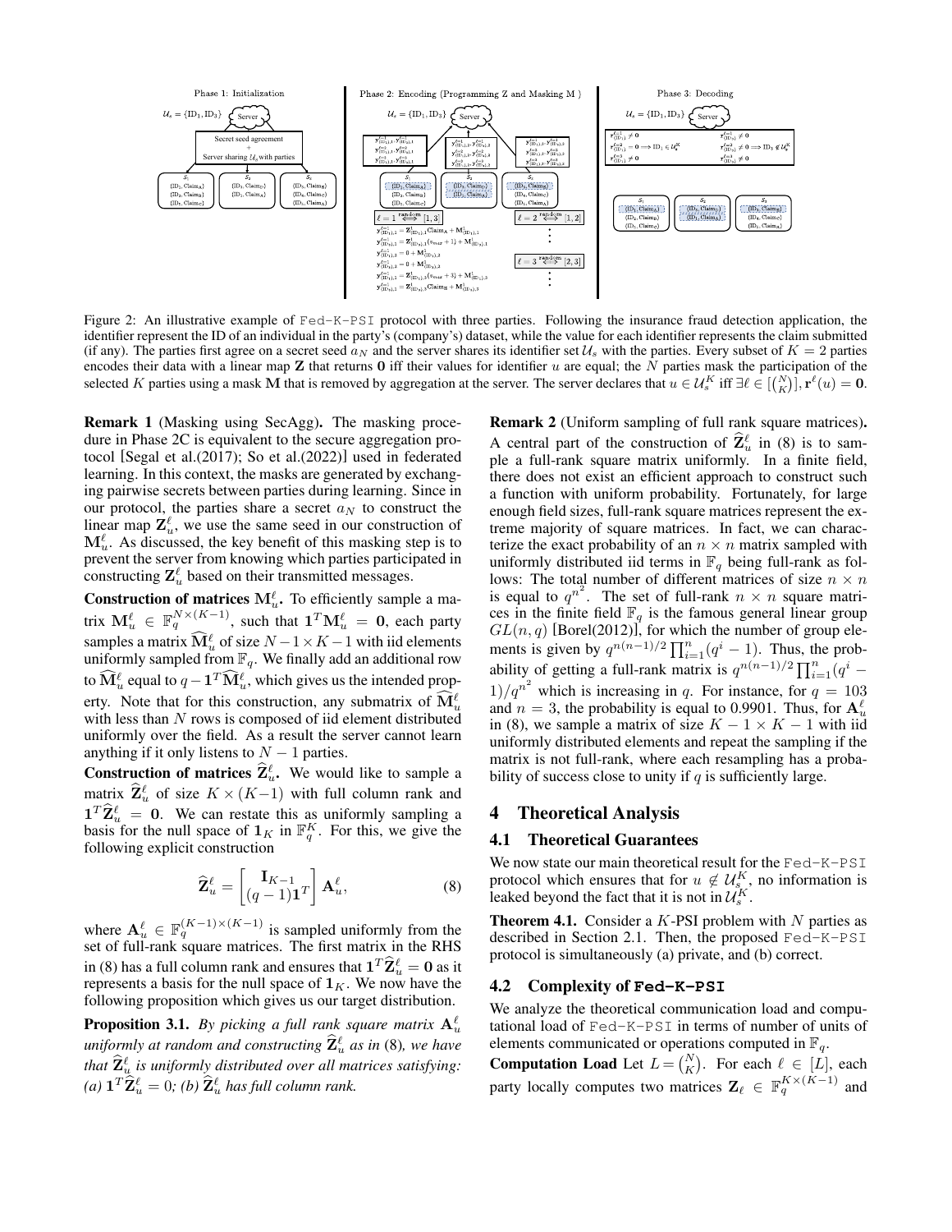Figure 2: An illustrative example of Fed-K-PSI protocol with three parties. Following the insurance fraud detection application, the identifier represent the ID of an individual in the party's (company's) dataset, while the value for each identifier represents the claim submitted (if any). The parties first agree on a secret seed $a_N$ and the server shares its identifier set $\mathcal{U}_s$ with the parties. Every subset of $K = 2$ parties encodes their data with a linear map $\mathbf{Z}$ that returns $\mathbf{0}$ iff their values for identifier $u$ are equal; the $N$ parties mask the participation of the selected $K$ parties using a mask $\mathbf{M}$ that is removed by aggregation at the server. The server declares that $u \in \mathcal{U}_s^K$ iff $\exists \ell \in [\binom{N}{K}], \mathbf{r}^\ell(u) = \mathbf{0}$.

**Remark 1** (Masking using SecAgg)**.** The masking procedure in Phase 2C is equivalent to the secure aggregation protocol [Segal et al.(2017); So et al.(2022)] used in federated learning. In this context, the masks are generated by exchanging pairwise secrets between parties during learning. Since in our protocol, the parties share a secret $a_N$ to construct the linear map $\mathbf{Z}_u^\ell$, we use the same seed in our construction of $\mathbf{M}_u^\ell$. As discussed, the key benefit of this masking step is to prevent the server from knowing which parties participated in constructing $\mathbf{Z}_u^\ell$ based on their transmitted messages.

**Construction of matrices $\mathbf{M}_u^\ell$.** To efficiently sample a matrix $\mathbf{M}_u^\ell \in \mathbb{F}_q^{N\times(K-1)}$, such that $\mathbf{1}^T\mathbf{M}_u^\ell = \mathbf{0}$, each party samples a matrix $\widehat{\mathbf{M}}_u^\ell$ of size $N-1 \times K-1$ with iid elements uniformly sampled from $\mathbb{F}_q$. We finally add an additional row to $\widehat{\mathbf{M}}_u^\ell$ equal to $q - \mathbf{1}^T\widehat{\mathbf{M}}_u^\ell$, which gives us the intended property. Note that for this construction, any submatrix of $\widehat{\mathbf{M}}_u^\ell$ with less than $N$ rows is composed of iid element distributed uniformly over the field. As a result the server cannot learn anything if it only listens to $N-1$ parties.

**Construction of matrices $\widehat{\mathbf{Z}}_u^\ell$.** We would like to sample a matrix $\widehat{\mathbf{Z}}_u^\ell$ of size $K \times (K-1)$ with full column rank and $\mathbf{1}^T\widehat{\mathbf{Z}}_u^\ell = \mathbf{0}$. We can restate this as uniformly sampling a basis for the null space of $\mathbf{1}_K$ in $\mathbb{F}_q^K$. For this, we give the following explicit construction

$$\widehat{\mathbf{Z}}_u^\ell = \begin{bmatrix} \mathbf{I}_{K-1} \\ (q-1)\mathbf{1}^T \end{bmatrix} \mathbf{A}_u^\ell, \tag{8}$$

where $\mathbf{A}_u^\ell \in \mathbb{F}_q^{(K-1)\times(K-1)}$ is sampled uniformly from the set of full-rank square matrices. The first matrix in the RHS in (8) has a full column rank and ensures that $\mathbf{1}^T\widehat{\mathbf{Z}}_u^\ell = \mathbf{0}$ as it represents a basis for the null space of $\mathbf{1}_K$. We now have the following proposition which gives us our target distribution.

**Proposition 3.1.** *By picking a full rank square matrix $\mathbf{A}_u^\ell$ uniformly at random and constructing $\widehat{\mathbf{Z}}_u^\ell$ as in* (8)*, we have that $\widehat{\mathbf{Z}}_u^\ell$ is uniformly distributed over all matrices satisfying: (a) $\mathbf{1}^T\widehat{\mathbf{Z}}_u^\ell = 0$; (b) $\widehat{\mathbf{Z}}_u^\ell$ has full column rank.*

**Remark 2** (Uniform sampling of full rank square matrices)**.** A central part of the construction of $\widehat{\mathbf{Z}}_u^\ell$ in (8) is to sample a full-rank square matrix uniformly. In a finite field, there does not exist an efficient approach to construct such a function with uniform probability. Fortunately, for large enough field sizes, full-rank square matrices represent the extreme majority of square matrices. In fact, we can characterize the exact probability of an $n \times n$ matrix sampled with uniformly distributed iid terms in $\mathbb{F}_q$ being full-rank as follows: The total number of different matrices of size $n \times n$ is equal to $q^{n^2}$. The set of full-rank $n \times n$ square matrices in the finite field $\mathbb{F}_q$ is the famous general linear group $GL(n, q)$ [Borel(2012)], for which the number of group elements is given by $q^{n(n-1)/2}\prod_{i=1}^n(q^i - 1)$. Thus, the probability of getting a full-rank matrix is $q^{n(n-1)/2}\prod_{i=1}^n(q^i - 1)/q^{n^2}$ which is increasing in $q$. For instance, for $q = 103$ and $n = 3$, the probability is equal to 0.9901. Thus, for $\mathbf{A}_u^\ell$ in (8), we sample a matrix of size $K-1 \times K-1$ with iid uniformly distributed elements and repeat the sampling if the matrix is not full-rank, where each resampling has a probability of success close to unity if $q$ is sufficiently large.

## 4 Theoretical Analysis

### 4.1 Theoretical Guarantees

We now state our main theoretical result for the Fed-K-PSI protocol which ensures that for $u \notin \mathcal{U}_s^K$, no information is leaked beyond the fact that it is not in $\mathcal{U}_s^K$.

**Theorem 4.1.** Consider a $K$-PSI problem with $N$ parties as described in Section 2.1. Then, the proposed Fed-K-PSI protocol is simultaneously (a) private, and (b) correct.

### 4.2 Complexity of **Fed-K-PSI**

We analyze the theoretical communication load and computational load of Fed-K-PSI in terms of number of units of elements communicated or operations computed in $\mathbb{F}_q$.

**Computation Load** Let $L = \binom{N}{K}$. For each $\ell \in [L]$, each party locally computes two matrices $\mathbf{Z}_\ell \in \mathbb{F}_q^{K\times(K-1)}$ and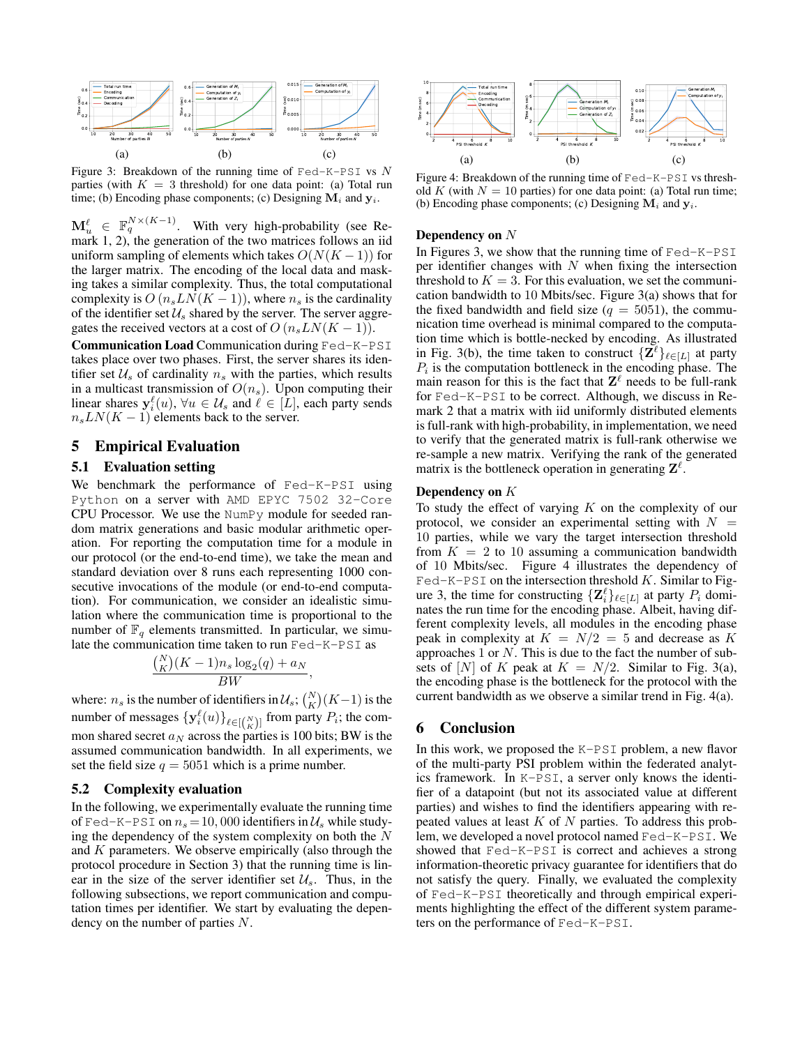Figure 3: Breakdown of the running time of Fed-K-PSI vs $N$ parties (with $K = 3$ threshold) for one data point: (a) Total run time; (b) Encoding phase components; (c) Designing $\mathbf{M}_i$ and $\mathbf{y}_i$.

$\mathbf{M}_u^\ell \in \mathbb{F}_q^{N\times(K-1)}$. With very high-probability (see Remark 1, 2), the generation of the two matrices follows an iid uniform sampling of elements which takes $O(N(K-1))$ for the larger matrix. The encoding of the local data and masking takes a similar complexity. Thus, the total computational complexity is $O(n_s LN(K-1))$, where $n_s$ is the cardinality of the identifier set $\mathcal{U}_s$ shared by the server. The server aggregates the received vectors at a cost of $O(n_s LN(K-1))$.

**Communication Load** Communication during Fed-K-PSI takes place over two phases. First, the server shares its identifier set $\mathcal{U}_s$ of cardinality $n_s$ with the parties, which results in a multicast transmission of $O(n_s)$. Upon computing their linear shares $\mathbf{y}_i^\ell(u)$, $\forall u \in \mathcal{U}_s$ and $\ell \in [L]$, each party sends $n_s LN(K-1)$ elements back to the server.

## 5 Empirical Evaluation

### 5.1 Evaluation setting

We benchmark the performance of Fed-K-PSI using Python on a server with AMD EPYC 7502 32-Core CPU Processor. We use the NumPy module for seeded random matrix generations and basic modular arithmetic operation. For reporting the computation time for a module in our protocol (or the end-to-end time), we take the mean and standard deviation over 8 runs each representing 1000 consecutive invocations of the module (or end-to-end computation). For communication, we consider an idealistic simulation where the communication time is proportional to the number of $\mathbb{F}_q$ elements transmitted. In particular, we simulate the communication time taken to run Fed-K-PSI as

$$\frac{\binom{N}{K}(K-1)n_s \log_2(q) + a_N}{BW},$$

where: $n_s$ is the number of identifiers in $\mathcal{U}_s$; $\binom{N}{K}(K-1)$ is the number of messages $\{\mathbf{y}_i^\ell(u)\}_{\ell\in[\binom{N}{K}]}$ from party $P_i$; the common shared secret $a_N$ across the parties is 100 bits; BW is the assumed communication bandwidth. In all experiments, we set the field size $q = 5051$ which is a prime number.

### 5.2 Complexity evaluation

In the following, we experimentally evaluate the running time of Fed-K-PSI on $n_s = 10,000$ identifiers in $\mathcal{U}_s$ while studying the dependency of the system complexity on both the $N$ and $K$ parameters. We observe empirically (also through the protocol procedure in Section 3) that the running time is linear in the size of the server identifier set $\mathcal{U}_s$. Thus, in the following subsections, we report communication and computation times per identifier. We start by evaluating the dependency on the number of parties $N$.

Figure 4: Breakdown of the running time of Fed-K-PSI vs threshold $K$ (with $N = 10$ parties) for one data point: (a) Total run time; (b) Encoding phase components; (c) Designing $\mathbf{M}_i$ and $\mathbf{y}_i$.

**Dependency on $N$**

In Figures 3, we show that the running time of Fed-K-PSI per identifier changes with $N$ when fixing the intersection threshold to $K = 3$. For this evaluation, we set the communication bandwidth to 10 Mbits/sec. Figure 3(a) shows that for the fixed bandwidth and field size ($q = 5051$), the communication time overhead is minimal compared to the computation time which is bottle-necked by encoding. As illustrated in Fig. 3(b), the time taken to construct $\{\mathbf{Z}^\ell\}_{\ell\in[L]}$ at party $P_i$ is the computation bottleneck in the encoding phase. The main reason for this is the fact that $\mathbf{Z}^\ell$ needs to be full-rank for Fed-K-PSI to be correct. Although, we discuss in Remark 2 that a matrix with iid uniformly distributed elements is full-rank with high-probability, in implementation, we need to verify that the generated matrix is full-rank otherwise we re-sample a new matrix. Verifying the rank of the generated matrix is the bottleneck operation in generating $\mathbf{Z}^\ell$.

**Dependency on $K$**

To study the effect of varying $K$ on the complexity of our protocol, we consider an experimental setting with $N = 10$ parties, while we vary the target intersection threshold from $K = 2$ to 10 assuming a communication bandwidth of 10 Mbits/sec. Figure 4 illustrates the dependency of Fed-K-PSI on the intersection threshold $K$. Similar to Figure 3, the time for constructing $\{\mathbf{Z}_i^\ell\}_{\ell\in[L]}$ at party $P_i$ dominates the run time for the encoding phase. Albeit, having different complexity levels, all modules in the encoding phase peak in complexity at $K = N/2 = 5$ and decrease as $K$ approaches 1 or $N$. This is due to the fact the number of subsets of $[N]$ of $K$ peak at $K = N/2$. Similar to Fig. 3(a), the encoding phase is the bottleneck for the protocol with the current bandwidth as we observe a similar trend in Fig. 4(a).

## 6 Conclusion

In this work, we proposed the K-PSI problem, a new flavor of the multi-party PSI problem within the federated analytics framework. In K-PSI, a server only knows the identifier of a datapoint (but not its associated value at different parties) and wishes to find the identifiers appearing with repeated values at least $K$ of $N$ parties. To address this problem, we developed a novel protocol named Fed-K-PSI. We showed that Fed-K-PSI is correct and achieves a strong information-theoretic privacy guarantee for identifiers that do not satisfy the query. Finally, we evaluated the complexity of Fed-K-PSI theoretically and through empirical experiments highlighting the effect of the different system parameters on the performance of Fed-K-PSI.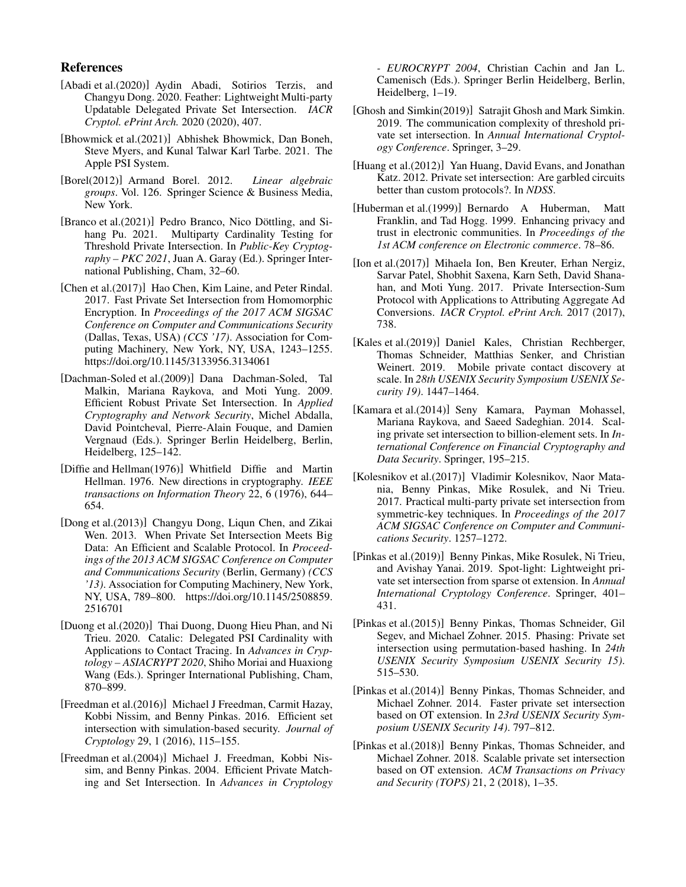## References

[Abadi et al.(2020)] Aydin Abadi, Sotirios Terzis, and Changyu Dong. 2020. Feather: Lightweight Multi-party Updatable Delegated Private Set Intersection. *IACR Cryptol. ePrint Arch.* 2020 (2020), 407.

[Bhowmick et al.(2021)] Abhishek Bhowmick, Dan Boneh, Steve Myers, and Kunal Talwar Karl Tarbe. 2021. The Apple PSI System.

[Borel(2012)] Armand Borel. 2012. *Linear algebraic groups*. Vol. 126. Springer Science & Business Media, New York.

[Branco et al.(2021)] Pedro Branco, Nico Döttling, and Sihang Pu. 2021. Multiparty Cardinality Testing for Threshold Private Intersection. In *Public-Key Cryptography – PKC 2021*, Juan A. Garay (Ed.). Springer International Publishing, Cham, 32–60.

[Chen et al.(2017)] Hao Chen, Kim Laine, and Peter Rindal. 2017. Fast Private Set Intersection from Homomorphic Encryption. In *Proceedings of the 2017 ACM SIGSAC Conference on Computer and Communications Security* (Dallas, Texas, USA) *(CCS '17)*. Association for Computing Machinery, New York, NY, USA, 1243–1255. https://doi.org/10.1145/3133956.3134061

[Dachman-Soled et al.(2009)] Dana Dachman-Soled, Tal Malkin, Mariana Raykova, and Moti Yung. 2009. Efficient Robust Private Set Intersection. In *Applied Cryptography and Network Security*, Michel Abdalla, David Pointcheval, Pierre-Alain Fouque, and Damien Vergnaud (Eds.). Springer Berlin Heidelberg, Berlin, Heidelberg, 125–142.

[Diffie and Hellman(1976)] Whitfield Diffie and Martin Hellman. 1976. New directions in cryptography. *IEEE transactions on Information Theory* 22, 6 (1976), 644–654.

[Dong et al.(2013)] Changyu Dong, Liqun Chen, and Zikai Wen. 2013. When Private Set Intersection Meets Big Data: An Efficient and Scalable Protocol. In *Proceedings of the 2013 ACM SIGSAC Conference on Computer and Communications Security* (Berlin, Germany) *(CCS '13)*. Association for Computing Machinery, New York, NY, USA, 789–800. https://doi.org/10.1145/2508859.2516701

[Duong et al.(2020)] Thai Duong, Duong Hieu Phan, and Ni Trieu. 2020. Catalic: Delegated PSI Cardinality with Applications to Contact Tracing. In *Advances in Cryptology – ASIACRYPT 2020*, Shiho Moriai and Huaxiong Wang (Eds.). Springer International Publishing, Cham, 870–899.

[Freedman et al.(2016)] Michael J Freedman, Carmit Hazay, Kobbi Nissim, and Benny Pinkas. 2016. Efficient set intersection with simulation-based security. *Journal of Cryptology* 29, 1 (2016), 115–155.

[Freedman et al.(2004)] Michael J. Freedman, Kobbi Nissim, and Benny Pinkas. 2004. Efficient Private Matching and Set Intersection. In *Advances in Cryptology - EUROCRYPT 2004*, Christian Cachin and Jan L. Camenisch (Eds.). Springer Berlin Heidelberg, Berlin, Heidelberg, 1–19.

[Ghosh and Simkin(2019)] Satrajit Ghosh and Mark Simkin. 2019. The communication complexity of threshold private set intersection. In *Annual International Cryptology Conference*. Springer, 3–29.

[Huang et al.(2012)] Yan Huang, David Evans, and Jonathan Katz. 2012. Private set intersection: Are garbled circuits better than custom protocols?. In *NDSS*.

[Huberman et al.(1999)] Bernardo A Huberman, Matt Franklin, and Tad Hogg. 1999. Enhancing privacy and trust in electronic communities. In *Proceedings of the 1st ACM conference on Electronic commerce*. 78–86.

[Ion et al.(2017)] Mihaela Ion, Ben Kreuter, Erhan Nergiz, Sarvar Patel, Shobhit Saxena, Karn Seth, David Shanahan, and Moti Yung. 2017. Private Intersection-Sum Protocol with Applications to Attributing Aggregate Ad Conversions. *IACR Cryptol. ePrint Arch.* 2017 (2017), 738.

[Kales et al.(2019)] Daniel Kales, Christian Rechberger, Thomas Schneider, Matthias Senker, and Christian Weinert. 2019. Mobile private contact discovery at scale. In *28th USENIX Security Symposium USENIX Security 19)*. 1447–1464.

[Kamara et al.(2014)] Seny Kamara, Payman Mohassel, Mariana Raykova, and Saeed Sadeghian. 2014. Scaling private set intersection to billion-element sets. In *International Conference on Financial Cryptography and Data Security*. Springer, 195–215.

[Kolesnikov et al.(2017)] Vladimir Kolesnikov, Naor Matania, Benny Pinkas, Mike Rosulek, and Ni Trieu. 2017. Practical multi-party private set intersection from symmetric-key techniques. In *Proceedings of the 2017 ACM SIGSAC Conference on Computer and Communications Security*. 1257–1272.

[Pinkas et al.(2019)] Benny Pinkas, Mike Rosulek, Ni Trieu, and Avishay Yanai. 2019. Spot-light: Lightweight private set intersection from sparse ot extension. In *Annual International Cryptology Conference*. Springer, 401–431.

[Pinkas et al.(2015)] Benny Pinkas, Thomas Schneider, Gil Segev, and Michael Zohner. 2015. Phasing: Private set intersection using permutation-based hashing. In *24th USENIX Security Symposium USENIX Security 15)*. 515–530.

[Pinkas et al.(2014)] Benny Pinkas, Thomas Schneider, and Michael Zohner. 2014. Faster private set intersection based on OT extension. In *23rd USENIX Security Symposium USENIX Security 14)*. 797–812.

[Pinkas et al.(2018)] Benny Pinkas, Thomas Schneider, and Michael Zohner. 2018. Scalable private set intersection based on OT extension. *ACM Transactions on Privacy and Security (TOPS)* 21, 2 (2018), 1–35.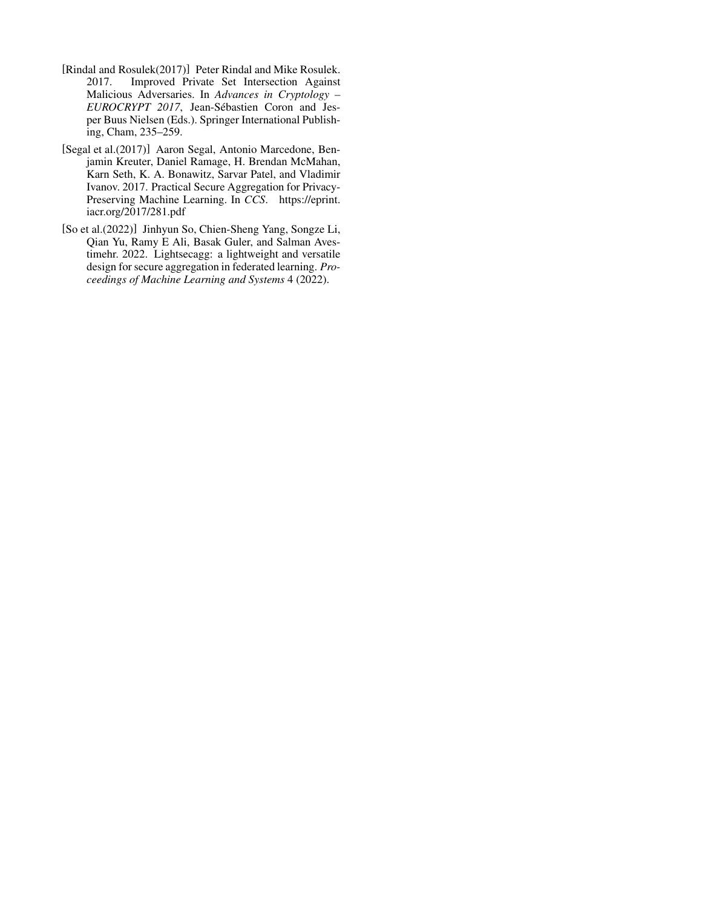[Rindal and Rosulek(2017)] Peter Rindal and Mike Rosulek. 2017. Improved Private Set Intersection Against Malicious Adversaries. In *Advances in Cryptology – EUROCRYPT 2017*, Jean-Sébastien Coron and Jesper Buus Nielsen (Eds.). Springer International Publishing, Cham, 235–259.

[Segal et al.(2017)] Aaron Segal, Antonio Marcedone, Benjamin Kreuter, Daniel Ramage, H. Brendan McMahan, Karn Seth, K. A. Bonawitz, Sarvar Patel, and Vladimir Ivanov. 2017. Practical Secure Aggregation for Privacy-Preserving Machine Learning. In *CCS*. https://eprint.iacr.org/2017/281.pdf

[So et al.(2022)] Jinhyun So, Chien-Sheng Yang, Songze Li, Qian Yu, Ramy E Ali, Basak Guler, and Salman Avestimehr. 2022. Lightsecagg: a lightweight and versatile design for secure aggregation in federated learning. *Proceedings of Machine Learning and Systems* 4 (2022).